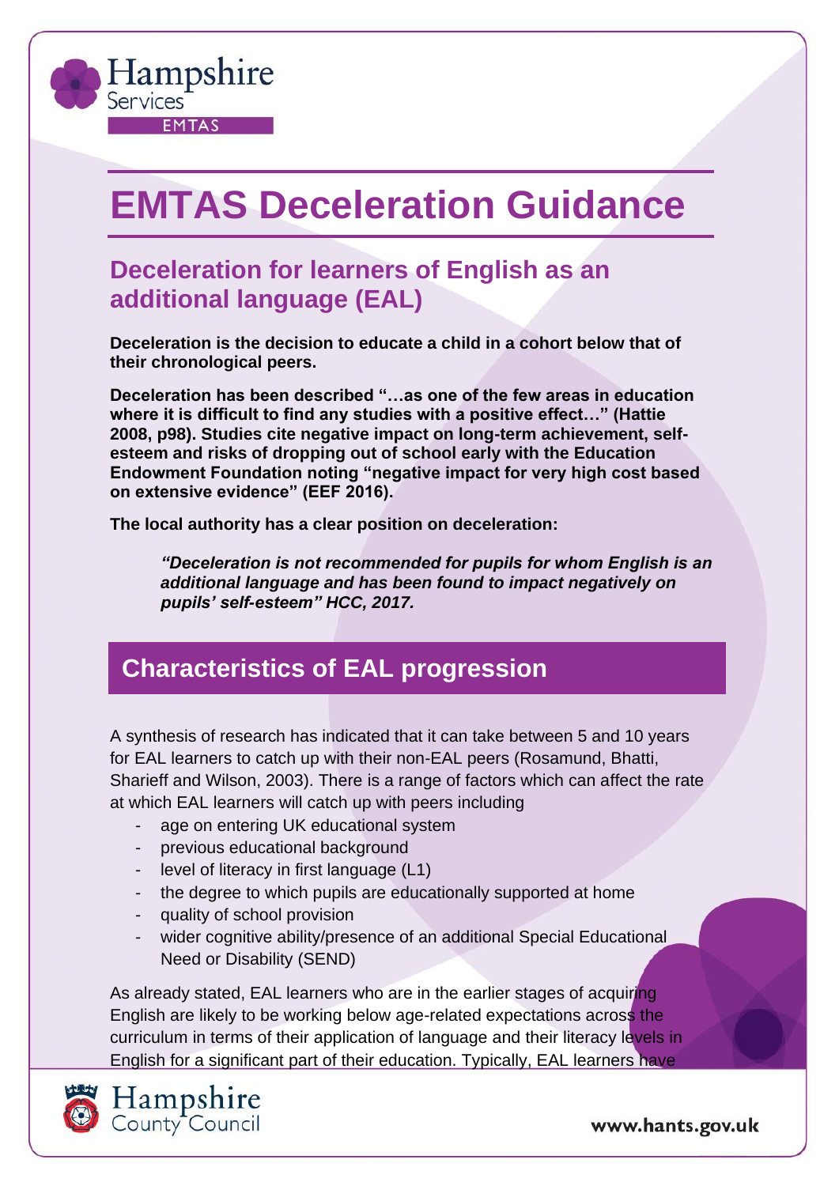# EMTAS Deceleration Guidance

## Deceleration for learners of English as an additional language (EAL)

**Deceleration is the decision to educate a child in a cohort below that of their chronological peers.**

**Deceleration has been described "…as one of the few areas in education where it is difficult to find any studies with a positive effect…" (Hattie 2008, p98). Studies cite negative impact on long-term achievement, self-esteem and risks of dropping out of school early with the Education Endowment Foundation noting "negative impact for very high cost based on extensive evidence" (EEF 2016).**

**The local authority has a clear position on deceleration:**

> ***"Deceleration is not recommended for pupils for whom English is an additional language and has been found to impact negatively on pupils' self-esteem" HCC, 2017.***

## Characteristics of EAL progression

A synthesis of research has indicated that it can take between 5 and 10 years for EAL learners to catch up with their non-EAL peers (Rosamund, Bhatti, Sharieff and Wilson, 2003). There is a range of factors which can affect the rate at which EAL learners will catch up with peers including

- age on entering UK educational system
- previous educational background
- level of literacy in first language (L1)
- the degree to which pupils are educationally supported at home
- quality of school provision
- wider cognitive ability/presence of an additional Special Educational Need or Disability (SEND)

As already stated, EAL learners who are in the earlier stages of acquiring English are likely to be working below age-related expectations across the curriculum in terms of their application of language and their literacy levels in English for a significant part of their education. Typically, EAL learners have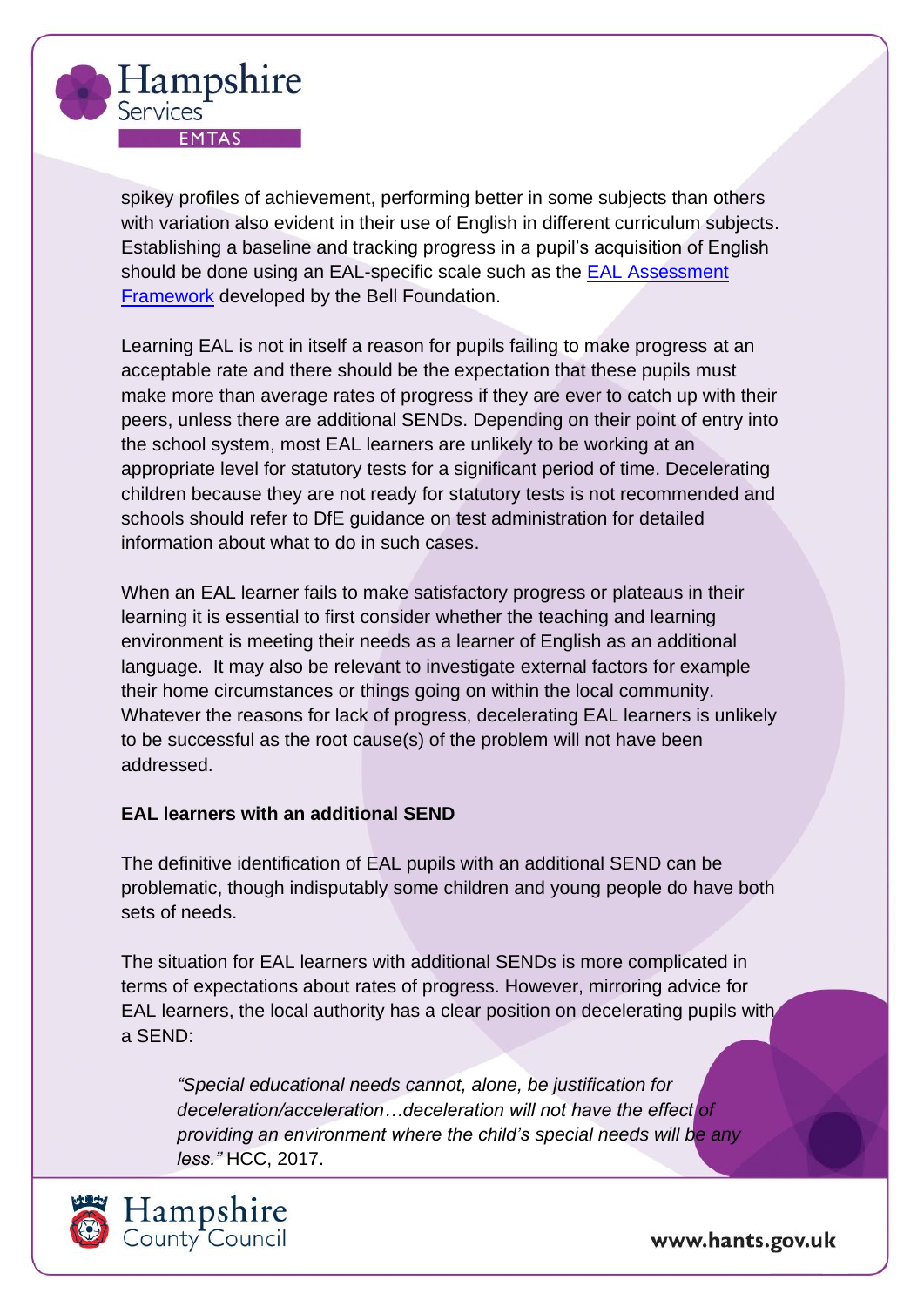spikey profiles of achievement, performing better in some subjects than others with variation also evident in their use of English in different curriculum subjects. Establishing a baseline and tracking progress in a pupil's acquisition of English should be done using an EAL-specific scale such as the [EAL Assessment Framework] developed by the Bell Foundation.

Learning EAL is not in itself a reason for pupils failing to make progress at an acceptable rate and there should be the expectation that these pupils must make more than average rates of progress if they are ever to catch up with their peers, unless there are additional SENDs. Depending on their point of entry into the school system, most EAL learners are unlikely to be working at an appropriate level for statutory tests for a significant period of time. Decelerating children because they are not ready for statutory tests is not recommended and schools should refer to DfE guidance on test administration for detailed information about what to do in such cases.

When an EAL learner fails to make satisfactory progress or plateaus in their learning it is essential to first consider whether the teaching and learning environment is meeting their needs as a learner of English as an additional language. It may also be relevant to investigate external factors for example their home circumstances or things going on within the local community. Whatever the reasons for lack of progress, decelerating EAL learners is unlikely to be successful as the root cause(s) of the problem will not have been addressed.

**EAL learners with an additional SEND**

The definitive identification of EAL pupils with an additional SEND can be problematic, though indisputably some children and young people do have both sets of needs.

The situation for EAL learners with additional SENDs is more complicated in terms of expectations about rates of progress. However, mirroring advice for EAL learners, the local authority has a clear position on decelerating pupils with a SEND:

> *"Special educational needs cannot, alone, be justification for deceleration/acceleration…deceleration will not have the effect of providing an environment where the child's special needs will be any less."* HCC, 2017.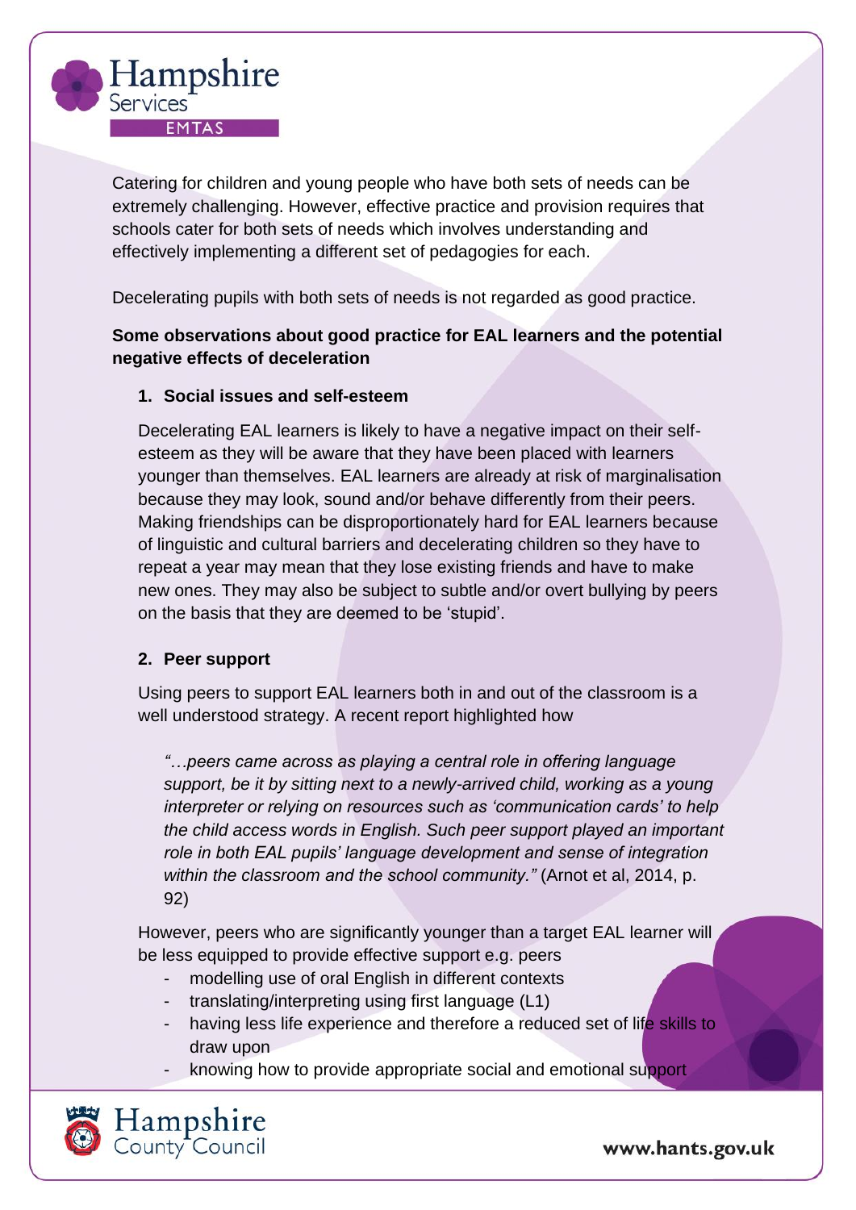Catering for children and young people who have both sets of needs can be extremely challenging. However, effective practice and provision requires that schools cater for both sets of needs which involves understanding and effectively implementing a different set of pedagogies for each.

Decelerating pupils with both sets of needs is not regarded as good practice.

**Some observations about good practice for EAL learners and the potential negative effects of deceleration**

1. **Social issues and self-esteem**

   Decelerating EAL learners is likely to have a negative impact on their self-esteem as they will be aware that they have been placed with learners younger than themselves. EAL learners are already at risk of marginalisation because they may look, sound and/or behave differently from their peers. Making friendships can be disproportionately hard for EAL learners because of linguistic and cultural barriers and decelerating children so they have to repeat a year may mean that they lose existing friends and have to make new ones. They may also be subject to subtle and/or overt bullying by peers on the basis that they are deemed to be 'stupid'.

2. **Peer support**

   Using peers to support EAL learners both in and out of the classroom is a well understood strategy. A recent report highlighted how

   *"…peers came across as playing a central role in offering language support, be it by sitting next to a newly-arrived child, working as a young interpreter or relying on resources such as 'communication cards' to help the child access words in English. Such peer support played an important role in both EAL pupils' language development and sense of integration within the classroom and the school community."* (Arnot et al, 2014, p. 92)

   However, peers who are significantly younger than a target EAL learner will be less equipped to provide effective support e.g. peers

   - modelling use of oral English in different contexts
   - translating/interpreting using first language (L1)
   - having less life experience and therefore a reduced set of life skills to draw upon
   - knowing how to provide appropriate social and emotional support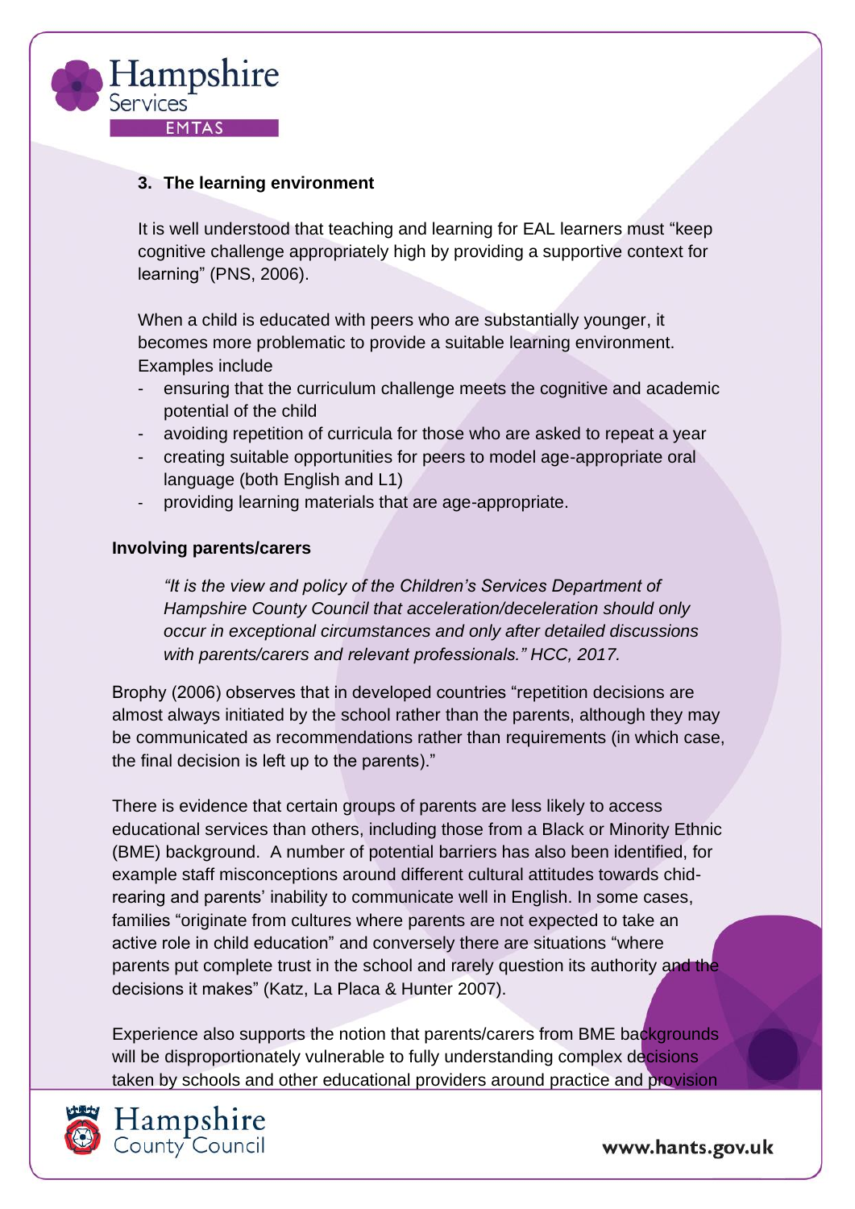### 3. The learning environment

It is well understood that teaching and learning for EAL learners must "keep cognitive challenge appropriately high by providing a supportive context for learning" (PNS, 2006).

When a child is educated with peers who are substantially younger, it becomes more problematic to provide a suitable learning environment. Examples include

- ensuring that the curriculum challenge meets the cognitive and academic potential of the child
- avoiding repetition of curricula for those who are asked to repeat a year
- creating suitable opportunities for peers to model age-appropriate oral language (both English and L1)
- providing learning materials that are age-appropriate.

### Involving parents/carers

> *"It is the view and policy of the Children's Services Department of Hampshire County Council that acceleration/deceleration should only occur in exceptional circumstances and only after detailed discussions with parents/carers and relevant professionals." HCC, 2017.*

Brophy (2006) observes that in developed countries "repetition decisions are almost always initiated by the school rather than the parents, although they may be communicated as recommendations rather than requirements (in which case, the final decision is left up to the parents)."

There is evidence that certain groups of parents are less likely to access educational services than others, including those from a Black or Minority Ethnic (BME) background. A number of potential barriers has also been identified, for example staff misconceptions around different cultural attitudes towards chid-rearing and parents' inability to communicate well in English. In some cases, families "originate from cultures where parents are not expected to take an active role in child education" and conversely there are situations "where parents put complete trust in the school and rarely question its authority and the decisions it makes" (Katz, La Placa & Hunter 2007).

Experience also supports the notion that parents/carers from BME backgrounds will be disproportionately vulnerable to fully understanding complex decisions taken by schools and other educational providers around practice and provision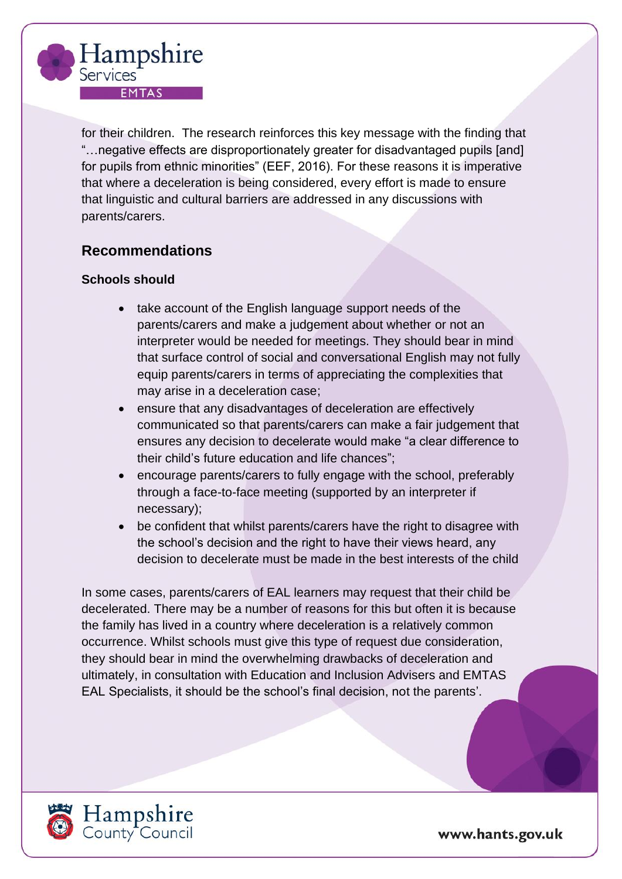for their children. The research reinforces this key message with the finding that "…negative effects are disproportionately greater for disadvantaged pupils [and] for pupils from ethnic minorities" (EEF, 2016). For these reasons it is imperative that where a deceleration is being considered, every effort is made to ensure that linguistic and cultural barriers are addressed in any discussions with parents/carers.

## Recommendations

**Schools should**

- take account of the English language support needs of the parents/carers and make a judgement about whether or not an interpreter would be needed for meetings. They should bear in mind that surface control of social and conversational English may not fully equip parents/carers in terms of appreciating the complexities that may arise in a deceleration case;
- ensure that any disadvantages of deceleration are effectively communicated so that parents/carers can make a fair judgement that ensures any decision to decelerate would make "a clear difference to their child's future education and life chances";
- encourage parents/carers to fully engage with the school, preferably through a face-to-face meeting (supported by an interpreter if necessary);
- be confident that whilst parents/carers have the right to disagree with the school's decision and the right to have their views heard, any decision to decelerate must be made in the best interests of the child

In some cases, parents/carers of EAL learners may request that their child be decelerated. There may be a number of reasons for this but often it is because the family has lived in a country where deceleration is a relatively common occurrence. Whilst schools must give this type of request due consideration, they should bear in mind the overwhelming drawbacks of deceleration and ultimately, in consultation with Education and Inclusion Advisers and EMTAS EAL Specialists, it should be the school's final decision, not the parents'.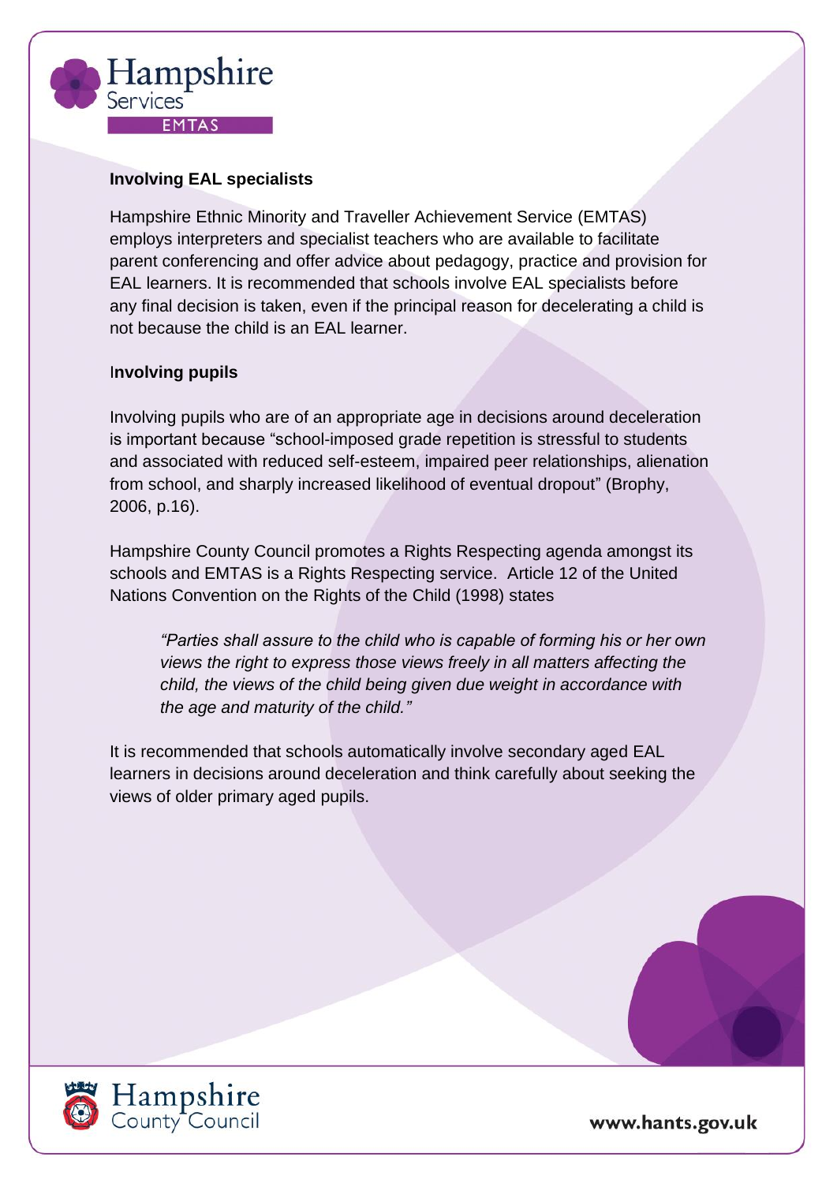## Involving EAL specialists

Hampshire Ethnic Minority and Traveller Achievement Service (EMTAS) employs interpreters and specialist teachers who are available to facilitate parent conferencing and offer advice about pedagogy, practice and provision for EAL learners. It is recommended that schools involve EAL specialists before any final decision is taken, even if the principal reason for decelerating a child is not because the child is an EAL learner.

## Involving pupils

Involving pupils who are of an appropriate age in decisions around deceleration is important because "school-imposed grade repetition is stressful to students and associated with reduced self-esteem, impaired peer relationships, alienation from school, and sharply increased likelihood of eventual dropout" (Brophy, 2006, p.16).

Hampshire County Council promotes a Rights Respecting agenda amongst its schools and EMTAS is a Rights Respecting service. Article 12 of the United Nations Convention on the Rights of the Child (1998) states

> *"Parties shall assure to the child who is capable of forming his or her own views the right to express those views freely in all matters affecting the child, the views of the child being given due weight in accordance with the age and maturity of the child."*

It is recommended that schools automatically involve secondary aged EAL learners in decisions around deceleration and think carefully about seeking the views of older primary aged pupils.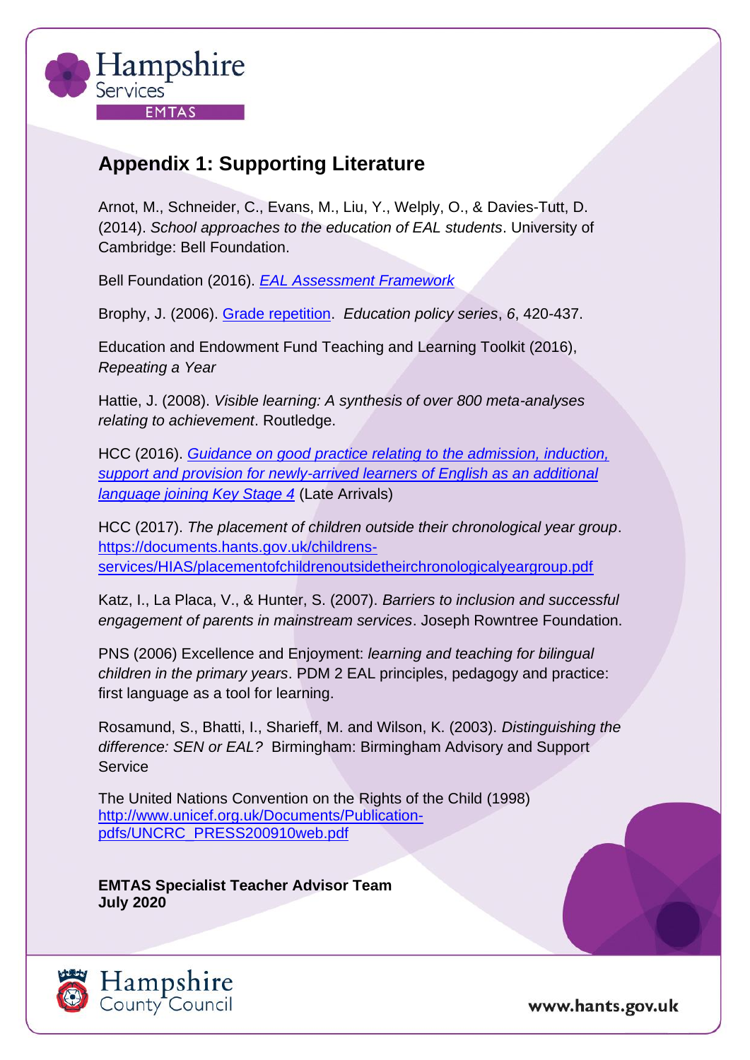## Appendix 1: Supporting Literature

Arnot, M., Schneider, C., Evans, M., Liu, Y., Welply, O., & Davies-Tutt, D. (2014). *School approaches to the education of EAL students*. University of Cambridge: Bell Foundation.

Bell Foundation (2016). *EAL Assessment Framework*

Brophy, J. (2006). Grade repetition. *Education policy series*, *6*, 420-437.

Education and Endowment Fund Teaching and Learning Toolkit (2016), *Repeating a Year*

Hattie, J. (2008). *Visible learning: A synthesis of over 800 meta-analyses relating to achievement*. Routledge.

HCC (2016). *Guidance on good practice relating to the admission, induction, support and provision for newly-arrived learners of English as an additional language joining Key Stage 4* (Late Arrivals)

HCC (2017). *The placement of children outside their chronological year group*. https://documents.hants.gov.uk/childrens-services/HIAS/placementofchildrenoutsidetheirchronologicalyeargroup.pdf

Katz, I., La Placa, V., & Hunter, S. (2007). *Barriers to inclusion and successful engagement of parents in mainstream services*. Joseph Rowntree Foundation.

PNS (2006) Excellence and Enjoyment: *learning and teaching for bilingual children in the primary years*. PDM 2 EAL principles, pedagogy and practice: first language as a tool for learning.

Rosamund, S., Bhatti, I., Sharieff, M. and Wilson, K. (2003). *Distinguishing the difference: SEN or EAL?* Birmingham: Birmingham Advisory and Support Service

The United Nations Convention on the Rights of the Child (1998) http://www.unicef.org.uk/Documents/Publication-pdfs/UNCRC_PRESS200910web.pdf

**EMTAS Specialist Teacher Advisor Team**
**July 2020**